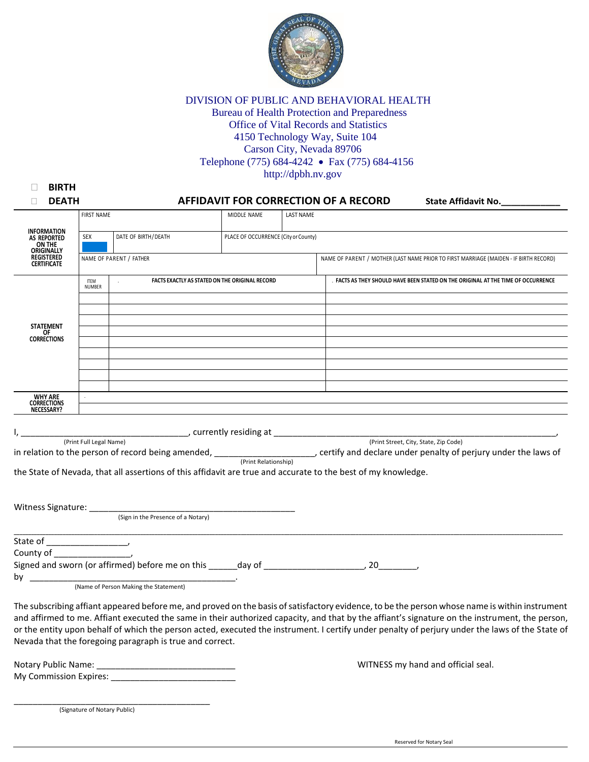DIVISION OF PUBLIC AND BEHAVIORAL HEALTH
Bureau of Health Protection and Preparedness
Office of Vital Records and Statistics
4150 Technology Way, Suite 104
Carson City, Nevada 89706
Telephone (775) 684-4242 • Fax (775) 684-4156
http://dpbh.nv.gov

☐ **BIRTH**
☐ **DEATH**

## AFFIDAVIT FOR CORRECTION OF A RECORD

**State Affidavit No.\_\_\_\_\_\_\_\_\_\_\_\_**

| **INFORMATION AS REPORTED ON THE ORIGINALLY REGISTERED CERTIFICATE** | | | | |
|---|---|---|---|---|
| FIRST NAME | | MIDDLE NAME | LAST NAME | |
| SEX | DATE OF BIRTH/DEATH | PLACE OF OCCURRENCE (City or County) | | |
| NAME OF PARENT / FATHER | | | NAME OF PARENT / MOTHER (LAST NAME PRIOR TO FIRST MARRIAGE (MAIDEN - IF BIRTH RECORD) | |

**STATEMENT OF CORRECTIONS**

| ITEM NUMBER | FACTS EXACTLY AS STATED ON THE ORIGINAL RECORD | FACTS AS THEY SHOULD HAVE BEEN STATED ON THE ORIGINAL AT THE TIME OF OCCURRENCE |
|---|---|---|
| | | |
| | | |
| | | |
| | | |
| | | |
| | | |
| | | |
| | | |
| | | |

**WHY ARE CORRECTIONS NECESSARY?**

\_\_\_\_\_\_\_\_\_\_\_\_\_\_\_\_\_\_\_\_\_\_\_\_\_\_\_\_\_\_\_\_\_\_\_\_\_\_\_\_\_\_\_\_\_\_\_\_

I, \_\_\_\_\_\_\_\_\_\_\_\_\_\_\_\_\_\_\_\_\_\_\_\_\_\_\_\_\_\_\_\_\_\_\_, currently residing at \_\_\_\_\_\_\_\_\_\_\_\_\_\_\_\_\_\_\_\_\_\_\_\_\_\_\_\_\_\_\_\_\_\_\_\_\_\_\_\_\_\_\_\_\_\_\_\_\_\_\_\_\_\_\_\_\_\_\_\_,
(Print Full Legal Name) (Print Street, City, State, Zip Code)
in relation to the person of record being amended, \_\_\_\_\_\_\_\_\_\_\_\_\_\_\_\_\_\_\_\_\_, certify and declare under penalty of perjury under the laws of
(Print Relationship)
the State of Nevada, that all assertions of this affidavit are true and accurate to the best of my knowledge.

Witness Signature: \_\_\_\_\_\_\_\_\_\_\_\_\_\_\_\_\_\_\_\_\_\_\_\_\_\_\_\_\_\_\_\_\_\_\_\_\_\_\_\_\_\_\_\_
(Sign in the Presence of a Notary)

State of \_\_\_\_\_\_\_\_\_\_\_\_\_\_\_\_\_,
County of \_\_\_\_\_\_\_\_\_\_\_\_\_\_\_\_,
Signed and sworn (or affirmed) before me on this \_\_\_\_\_\_day of \_\_\_\_\_\_\_\_\_\_\_\_\_\_\_\_\_\_\_\_\_, 20\_\_\_\_\_\_\_\_,
by \_\_\_\_\_\_\_\_\_\_\_\_\_\_\_\_\_\_\_\_\_\_\_\_\_\_\_\_\_\_\_\_\_\_\_\_\_\_\_\_\_\_\_\_\_.
(Name of Person Making the Statement)

The subscribing affiant appeared before me, and proved on the basis of satisfactory evidence, to be the person whose name is within instrument and affirmed to me. Affiant executed the same in their authorized capacity, and that by the affiant's signature on the instrument, the person, or the entity upon behalf of which the person acted, executed the instrument. I certify under penalty of perjury under the laws of the State of Nevada that the foregoing paragraph is true and correct.

Notary Public Name: \_\_\_\_\_\_\_\_\_\_\_\_\_\_\_\_\_\_\_\_\_\_\_\_\_\_\_\_\_ WITNESS my hand and official seal.
My Commission Expires: \_\_\_\_\_\_\_\_\_\_\_\_\_\_\_\_\_\_\_\_\_\_\_\_\_\_

\_\_\_\_\_\_\_\_\_\_\_\_\_\_\_\_\_\_\_\_\_\_\_\_\_\_\_\_\_\_\_\_\_\_\_\_\_\_\_\_\_\_
(Signature of Notary Public)

Reserved for Notary Seal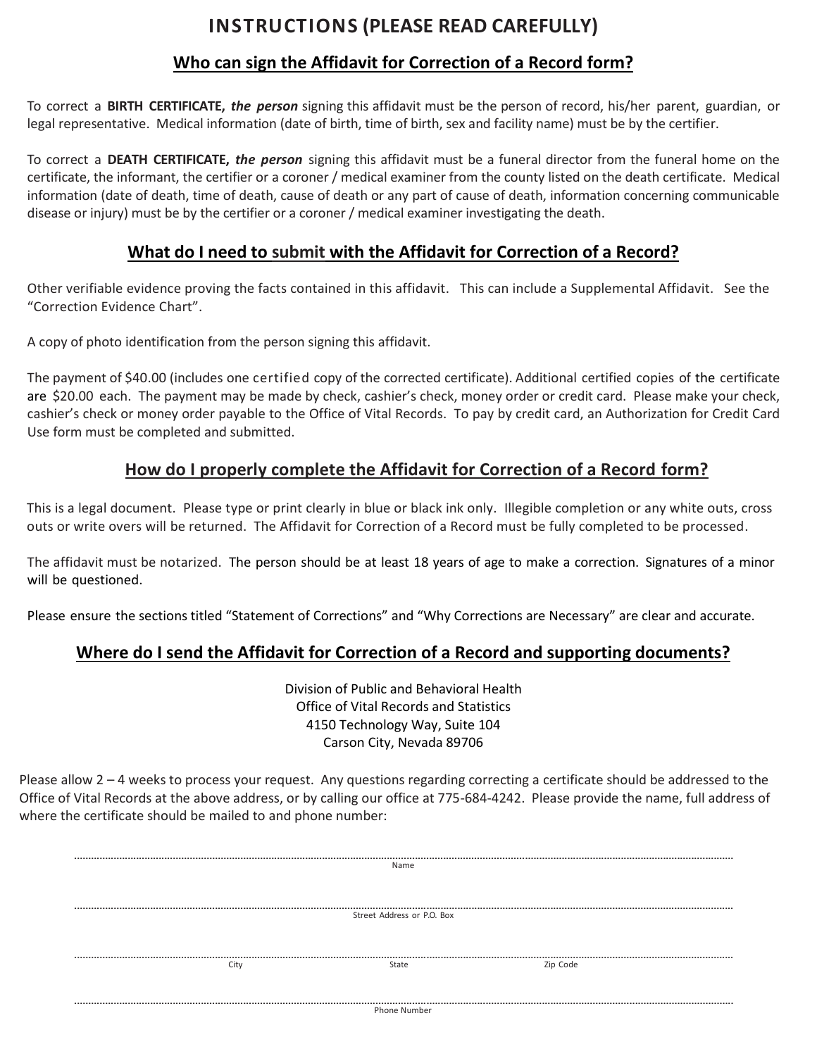# INSTRUCTIONS (PLEASE READ CAREFULLY)

## Who can sign the Affidavit for Correction of a Record form?

To correct a **BIRTH CERTIFICATE,** ***the person*** signing this affidavit must be the person of record, his/her parent, guardian, or legal representative. Medical information (date of birth, time of birth, sex and facility name) must be by the certifier.

To correct a **DEATH CERTIFICATE,** ***the person*** signing this affidavit must be a funeral director from the funeral home on the certificate, the informant, the certifier or a coroner / medical examiner from the county listed on the death certificate. Medical information (date of death, time of death, cause of death or any part of cause of death, information concerning communicable disease or injury) must be by the certifier or a coroner / medical examiner investigating the death.

## What do I need to submit with the Affidavit for Correction of a Record?

Other verifiable evidence proving the facts contained in this affidavit. This can include a Supplemental Affidavit. See the "Correction Evidence Chart".

A copy of photo identification from the person signing this affidavit.

The payment of $40.00 (includes one certified copy of the corrected certificate). Additional certified copies of the certificate are $20.00 each. The payment may be made by check, cashier's check, money order or credit card. Please make your check, cashier's check or money order payable to the Office of Vital Records. To pay by credit card, an Authorization for Credit Card Use form must be completed and submitted.

## How do I properly complete the Affidavit for Correction of a Record form?

This is a legal document. Please type or print clearly in blue or black ink only. Illegible completion or any white outs, cross outs or write overs will be returned. The Affidavit for Correction of a Record must be fully completed to be processed.

The affidavit must be notarized. The person should be at least 18 years of age to make a correction. Signatures of a minor will be questioned.

Please ensure the sections titled "Statement of Corrections" and "Why Corrections are Necessary" are clear and accurate.

## Where do I send the Affidavit for Correction of a Record and supporting documents?

Division of Public and Behavioral Health  
Office of Vital Records and Statistics  
4150 Technology Way, Suite 104  
Carson City, Nevada 89706

Please allow 2 – 4 weeks to process your request. Any questions regarding correcting a certificate should be addressed to the Office of Vital Records at the above address, or by calling our office at 775-684-4242. Please provide the name, full address of where the certificate should be mailed to and phone number:

........................................................................................................................  
Name

........................................................................................................................  
Street Address or P.O. Box

........................................................................................................................  
City State Zip Code

........................................................................................................................  
Phone Number